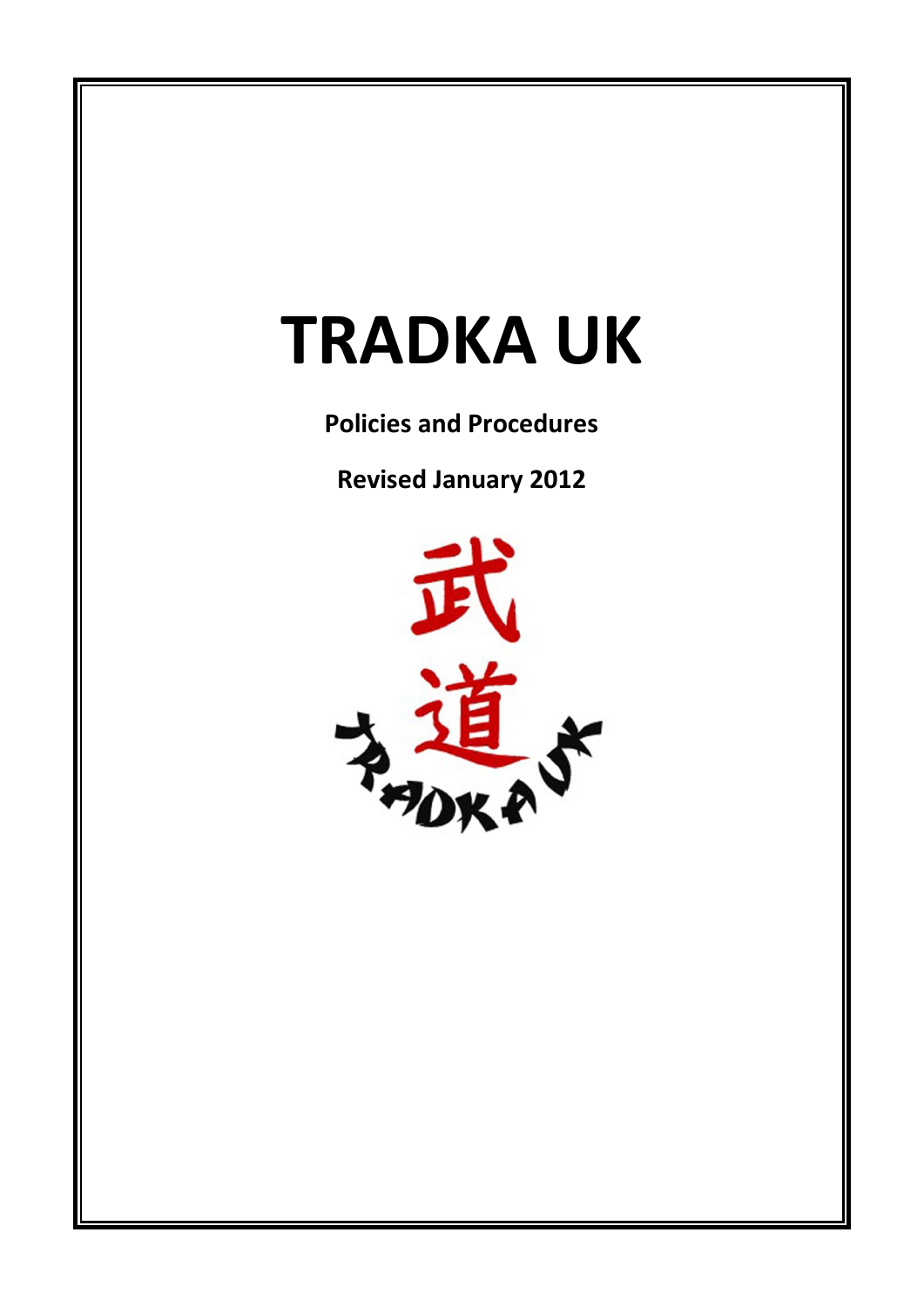# TRADKA UK

**Policies and Procedures**

**Revised January 2012**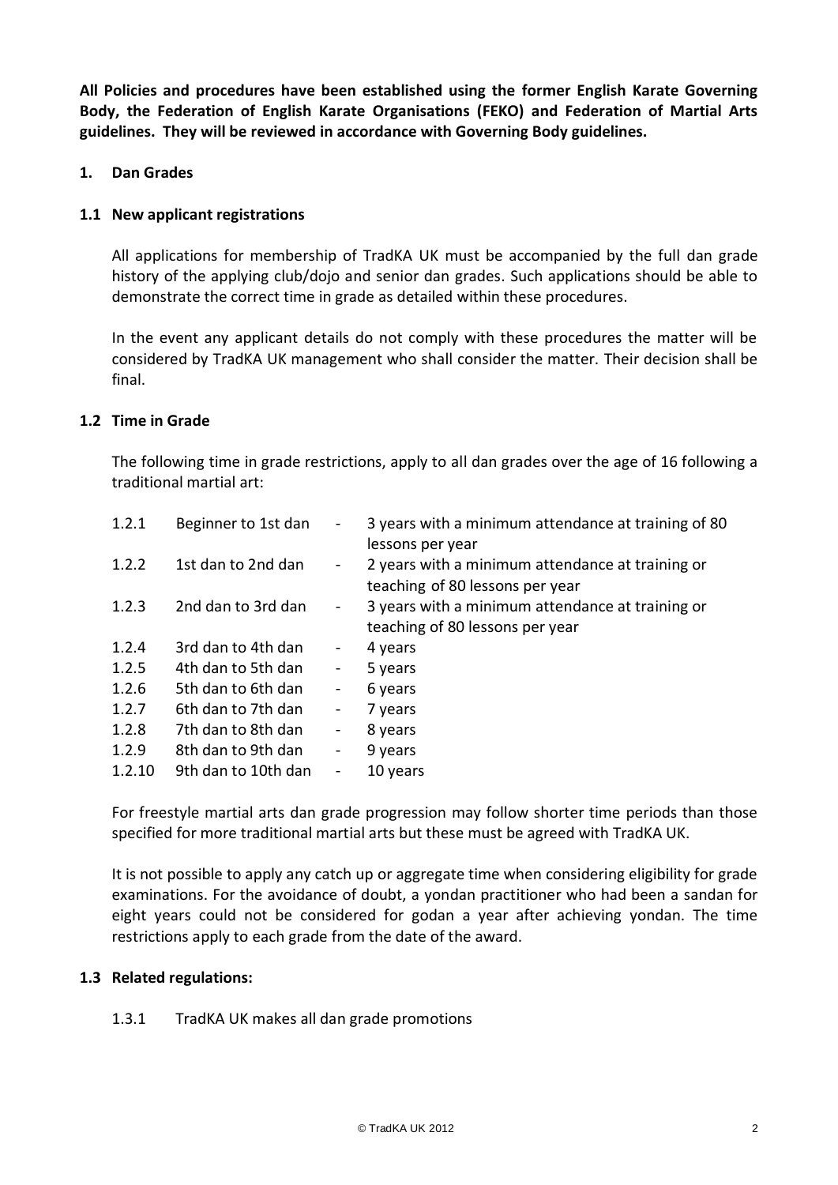**All Policies and procedures have been established using the former English Karate Governing Body, the Federation of English Karate Organisations (FEKO) and Federation of Martial Arts guidelines. They will be reviewed in accordance with Governing Body guidelines.**

## 1. Dan Grades

### 1.1 New applicant registrations

All applications for membership of TradKA UK must be accompanied by the full dan grade history of the applying club/dojo and senior dan grades. Such applications should be able to demonstrate the correct time in grade as detailed within these procedures.

In the event any applicant details do not comply with these procedures the matter will be considered by TradKA UK management who shall consider the matter. Their decision shall be final.

### 1.2 Time in Grade

The following time in grade restrictions, apply to all dan grades over the age of 16 following a traditional martial art:

| | | | |
|---|---|---|---|
| 1.2.1 | Beginner to 1st dan | - | 3 years with a minimum attendance at training of 80 lessons per year |
| 1.2.2 | 1st dan to 2nd dan | - | 2 years with a minimum attendance at training or teaching of 80 lessons per year |
| 1.2.3 | 2nd dan to 3rd dan | - | 3 years with a minimum attendance at training or teaching of 80 lessons per year |
| 1.2.4 | 3rd dan to 4th dan | - | 4 years |
| 1.2.5 | 4th dan to 5th dan | - | 5 years |
| 1.2.6 | 5th dan to 6th dan | - | 6 years |
| 1.2.7 | 6th dan to 7th dan | - | 7 years |
| 1.2.8 | 7th dan to 8th dan | - | 8 years |
| 1.2.9 | 8th dan to 9th dan | - | 9 years |
| 1.2.10 | 9th dan to 10th dan | - | 10 years |

For freestyle martial arts dan grade progression may follow shorter time periods than those specified for more traditional martial arts but these must be agreed with TradKA UK.

It is not possible to apply any catch up or aggregate time when considering eligibility for grade examinations. For the avoidance of doubt, a yondan practitioner who had been a sandan for eight years could not be considered for godan a year after achieving yondan. The time restrictions apply to each grade from the date of the award.

### 1.3 Related regulations:

1.3.1 TradKA UK makes all dan grade promotions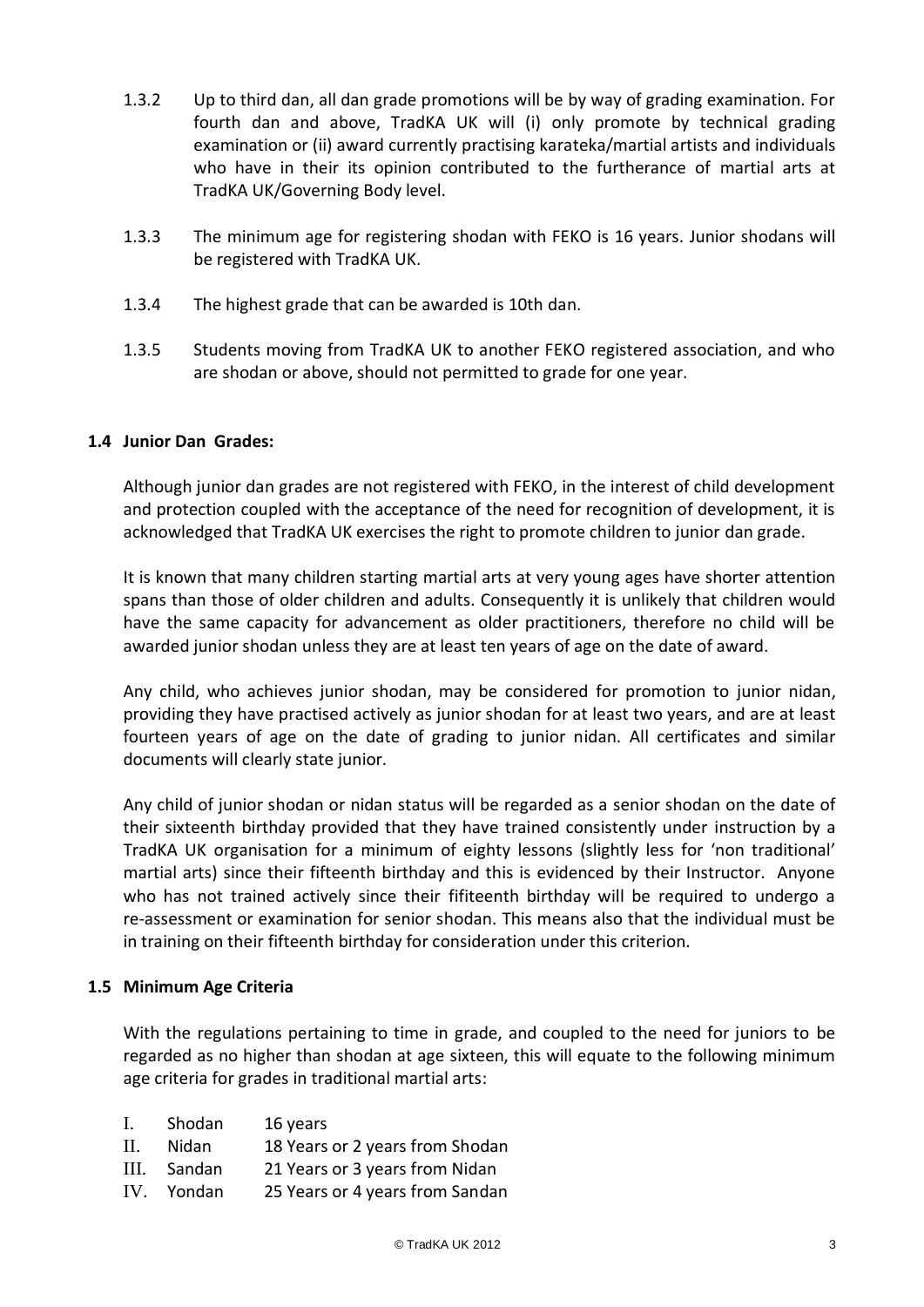1.3.2 Up to third dan, all dan grade promotions will be by way of grading examination. For fourth dan and above, TradKA UK will (i) only promote by technical grading examination or (ii) award currently practising karateka/martial artists and individuals who have in their its opinion contributed to the furtherance of martial arts at TradKA UK/Governing Body level.

1.3.3 The minimum age for registering shodan with FEKO is 16 years. Junior shodans will be registered with TradKA UK.

1.3.4 The highest grade that can be awarded is 10th dan.

1.3.5 Students moving from TradKA UK to another FEKO registered association, and who are shodan or above, should not permitted to grade for one year.

### 1.4 Junior Dan Grades:

Although junior dan grades are not registered with FEKO, in the interest of child development and protection coupled with the acceptance of the need for recognition of development, it is acknowledged that TradKA UK exercises the right to promote children to junior dan grade.

It is known that many children starting martial arts at very young ages have shorter attention spans than those of older children and adults. Consequently it is unlikely that children would have the same capacity for advancement as older practitioners, therefore no child will be awarded junior shodan unless they are at least ten years of age on the date of award.

Any child, who achieves junior shodan, may be considered for promotion to junior nidan, providing they have practised actively as junior shodan for at least two years, and are at least fourteen years of age on the date of grading to junior nidan. All certificates and similar documents will clearly state junior.

Any child of junior shodan or nidan status will be regarded as a senior shodan on the date of their sixteenth birthday provided that they have trained consistently under instruction by a TradKA UK organisation for a minimum of eighty lessons (slightly less for 'non traditional' martial arts) since their fifteenth birthday and this is evidenced by their Instructor. Anyone who has not trained actively since their fifiteenth birthday will be required to undergo a re-assessment or examination for senior shodan. This means also that the individual must be in training on their fifteenth birthday for consideration under this criterion.

### 1.5 Minimum Age Criteria

With the regulations pertaining to time in grade, and coupled to the need for juniors to be regarded as no higher than shodan at age sixteen, this will equate to the following minimum age criteria for grades in traditional martial arts:

I. Shodan 16 years
II. Nidan 18 Years or 2 years from Shodan
III. Sandan 21 Years or 3 years from Nidan
IV. Yondan 25 Years or 4 years from Sandan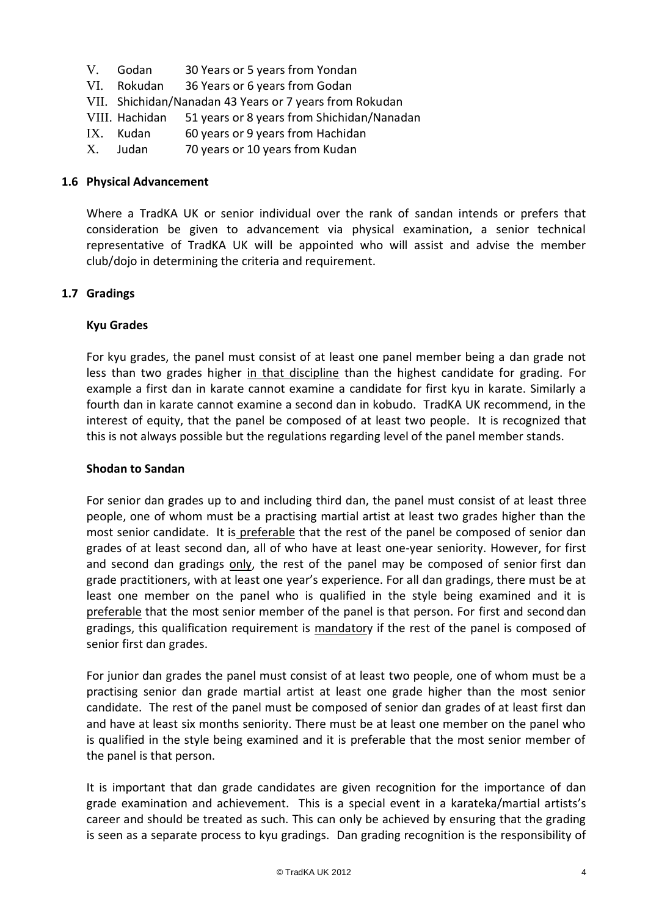V. Godan 30 Years or 5 years from Yondan
VI. Rokudan 36 Years or 6 years from Godan
VII. Shichidan/Nanadan 43 Years or 7 years from Rokudan
VIII. Hachidan 51 years or 8 years from Shichidan/Nanadan
IX. Kudan 60 years or 9 years from Hachidan
X. Judan 70 years or 10 years from Kudan

### 1.6 Physical Advancement

Where a TradKA UK or senior individual over the rank of sandan intends or prefers that consideration be given to advancement via physical examination, a senior technical representative of TradKA UK will be appointed who will assist and advise the member club/dojo in determining the criteria and requirement.

### 1.7 Gradings

**Kyu Grades**

For kyu grades, the panel must consist of at least one panel member being a dan grade not less than two grades higher in that discipline than the highest candidate for grading. For example a first dan in karate cannot examine a candidate for first kyu in karate. Similarly a fourth dan in karate cannot examine a second dan in kobudo. TradKA UK recommend, in the interest of equity, that the panel be composed of at least two people. It is recognized that this is not always possible but the regulations regarding level of the panel member stands.

**Shodan to Sandan**

For senior dan grades up to and including third dan, the panel must consist of at least three people, one of whom must be a practising martial artist at least two grades higher than the most senior candidate. It is preferable that the rest of the panel be composed of senior dan grades of at least second dan, all of who have at least one-year seniority. However, for first and second dan gradings only, the rest of the panel may be composed of senior first dan grade practitioners, with at least one year's experience. For all dan gradings, there must be at least one member on the panel who is qualified in the style being examined and it is preferable that the most senior member of the panel is that person. For first and second dan gradings, this qualification requirement is mandatory if the rest of the panel is composed of senior first dan grades.

For junior dan grades the panel must consist of at least two people, one of whom must be a practising senior dan grade martial artist at least one grade higher than the most senior candidate. The rest of the panel must be composed of senior dan grades of at least first dan and have at least six months seniority. There must be at least one member on the panel who is qualified in the style being examined and it is preferable that the most senior member of the panel is that person.

It is important that dan grade candidates are given recognition for the importance of dan grade examination and achievement. This is a special event in a karateka/martial artists's career and should be treated as such. This can only be achieved by ensuring that the grading is seen as a separate process to kyu gradings. Dan grading recognition is the responsibility of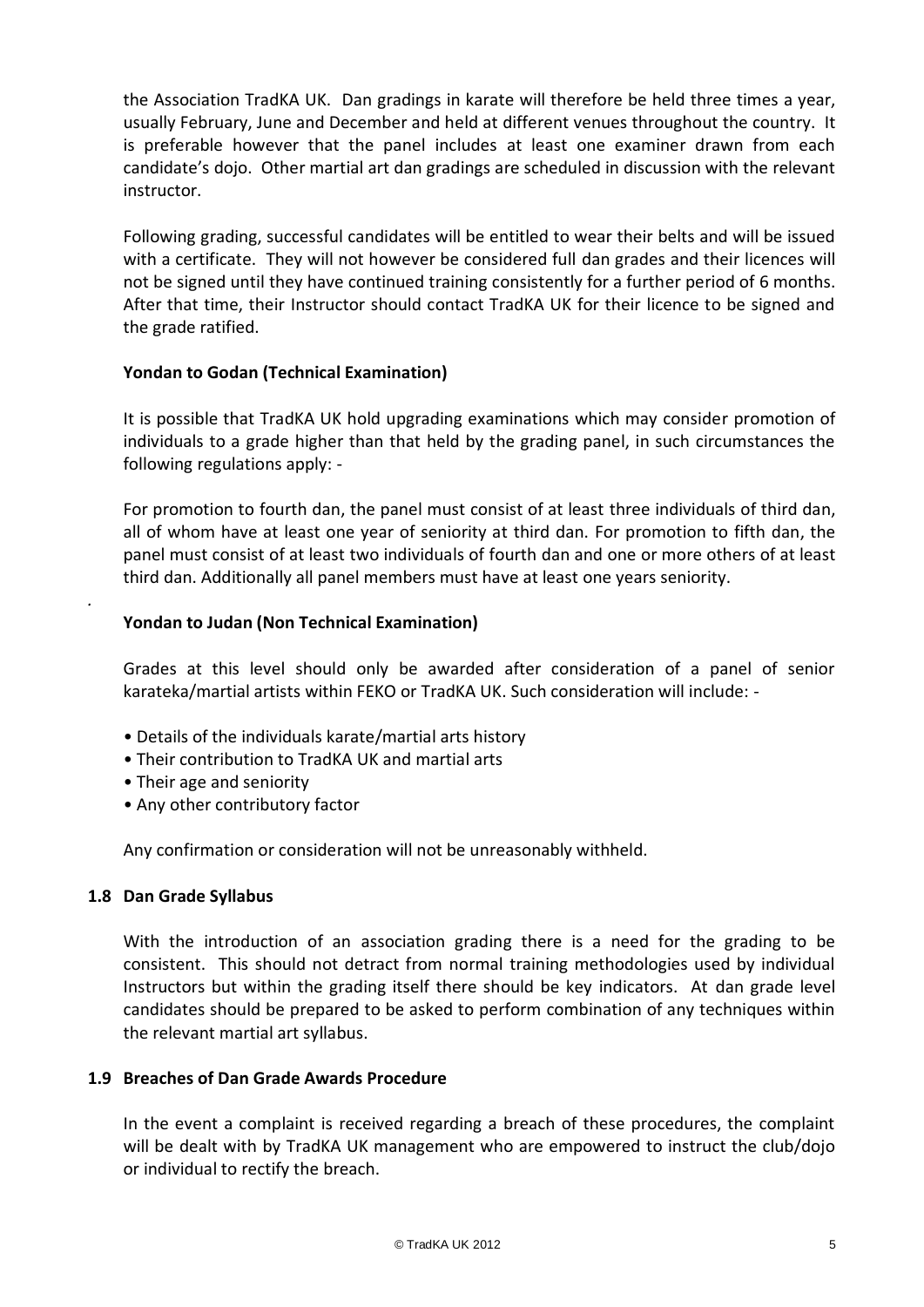the Association TradKA UK. Dan gradings in karate will therefore be held three times a year, usually February, June and December and held at different venues throughout the country. It is preferable however that the panel includes at least one examiner drawn from each candidate's dojo. Other martial art dan gradings are scheduled in discussion with the relevant instructor.

Following grading, successful candidates will be entitled to wear their belts and will be issued with a certificate. They will not however be considered full dan grades and their licences will not be signed until they have continued training consistently for a further period of 6 months. After that time, their Instructor should contact TradKA UK for their licence to be signed and the grade ratified.

**Yondan to Godan (Technical Examination)**

It is possible that TradKA UK hold upgrading examinations which may consider promotion of individuals to a grade higher than that held by the grading panel, in such circumstances the following regulations apply: -

For promotion to fourth dan, the panel must consist of at least three individuals of third dan, all of whom have at least one year of seniority at third dan. For promotion to fifth dan, the panel must consist of at least two individuals of fourth dan and one or more others of at least third dan. Additionally all panel members must have at least one years seniority.

**Yondan to Judan (Non Technical Examination)**

Grades at this level should only be awarded after consideration of a panel of senior karateka/martial artists within FEKO or TradKA UK. Such consideration will include: -

- Details of the individuals karate/martial arts history
- Their contribution to TradKA UK and martial arts
- Their age and seniority
- Any other contributory factor

Any confirmation or consideration will not be unreasonably withheld.

### 1.8 Dan Grade Syllabus

With the introduction of an association grading there is a need for the grading to be consistent. This should not detract from normal training methodologies used by individual Instructors but within the grading itself there should be key indicators. At dan grade level candidates should be prepared to be asked to perform combination of any techniques within the relevant martial art syllabus.

### 1.9 Breaches of Dan Grade Awards Procedure

In the event a complaint is received regarding a breach of these procedures, the complaint will be dealt with by TradKA UK management who are empowered to instruct the club/dojo or individual to rectify the breach.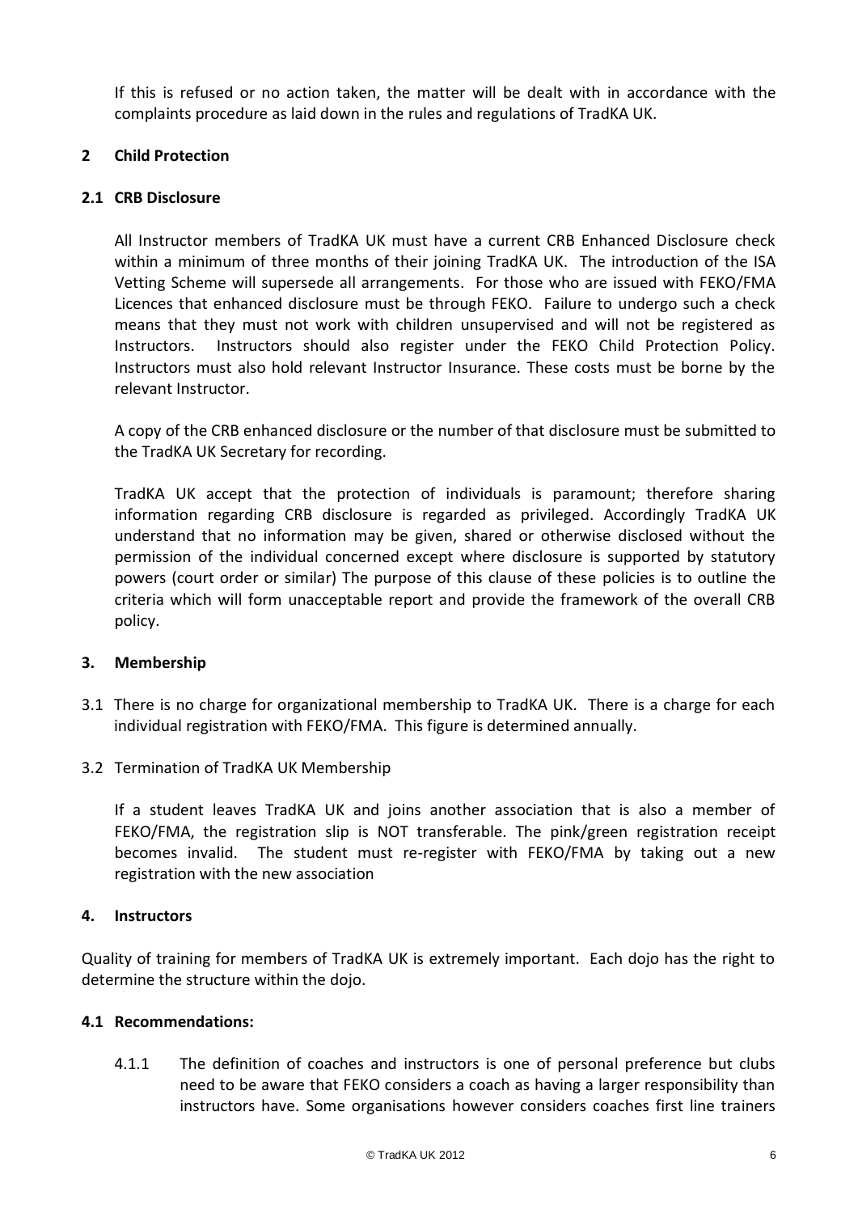If this is refused or no action taken, the matter will be dealt with in accordance with the complaints procedure as laid down in the rules and regulations of TradKA UK.

## 2 Child Protection

### 2.1 CRB Disclosure

All Instructor members of TradKA UK must have a current CRB Enhanced Disclosure check within a minimum of three months of their joining TradKA UK. The introduction of the ISA Vetting Scheme will supersede all arrangements. For those who are issued with FEKO/FMA Licences that enhanced disclosure must be through FEKO. Failure to undergo such a check means that they must not work with children unsupervised and will not be registered as Instructors. Instructors should also register under the FEKO Child Protection Policy. Instructors must also hold relevant Instructor Insurance. These costs must be borne by the relevant Instructor.

A copy of the CRB enhanced disclosure or the number of that disclosure must be submitted to the TradKA UK Secretary for recording.

TradKA UK accept that the protection of individuals is paramount; therefore sharing information regarding CRB disclosure is regarded as privileged. Accordingly TradKA UK understand that no information may be given, shared or otherwise disclosed without the permission of the individual concerned except where disclosure is supported by statutory powers (court order or similar) The purpose of this clause of these policies is to outline the criteria which will form unacceptable report and provide the framework of the overall CRB policy.

## 3. Membership

3.1 There is no charge for organizational membership to TradKA UK. There is a charge for each individual registration with FEKO/FMA. This figure is determined annually.

3.2 Termination of TradKA UK Membership

If a student leaves TradKA UK and joins another association that is also a member of FEKO/FMA, the registration slip is NOT transferable. The pink/green registration receipt becomes invalid. The student must re-register with FEKO/FMA by taking out a new registration with the new association

## 4. Instructors

Quality of training for members of TradKA UK is extremely important. Each dojo has the right to determine the structure within the dojo.

### 4.1 Recommendations:

4.1.1 The definition of coaches and instructors is one of personal preference but clubs need to be aware that FEKO considers a coach as having a larger responsibility than instructors have. Some organisations however considers coaches first line trainers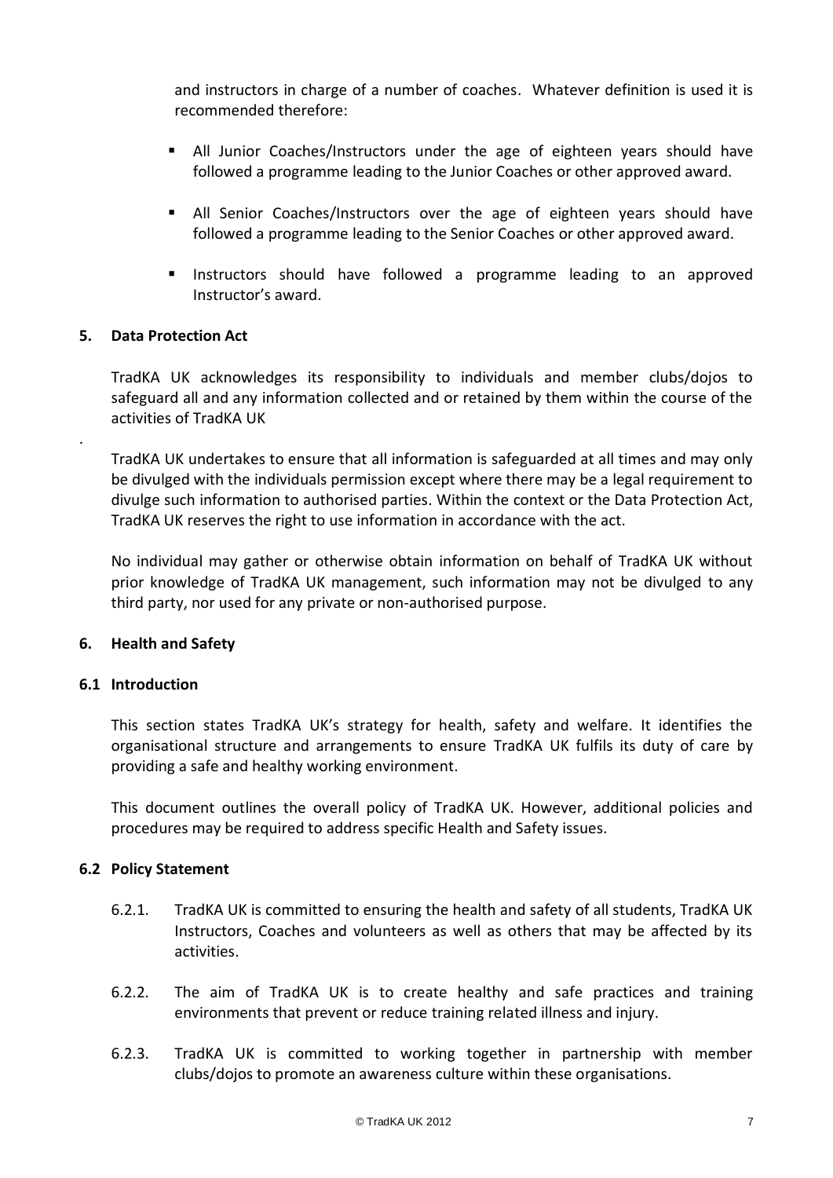and instructors in charge of a number of coaches. Whatever definition is used it is recommended therefore:

- All Junior Coaches/Instructors under the age of eighteen years should have followed a programme leading to the Junior Coaches or other approved award.
- All Senior Coaches/Instructors over the age of eighteen years should have followed a programme leading to the Senior Coaches or other approved award.
- Instructors should have followed a programme leading to an approved Instructor's award.

## 5. Data Protection Act

TradKA UK acknowledges its responsibility to individuals and member clubs/dojos to safeguard all and any information collected and or retained by them within the course of the activities of TradKA UK

.

TradKA UK undertakes to ensure that all information is safeguarded at all times and may only be divulged with the individuals permission except where there may be a legal requirement to divulge such information to authorised parties. Within the context or the Data Protection Act, TradKA UK reserves the right to use information in accordance with the act.

No individual may gather or otherwise obtain information on behalf of TradKA UK without prior knowledge of TradKA UK management, such information may not be divulged to any third party, nor used for any private or non-authorised purpose.

## 6. Health and Safety

### 6.1 Introduction

This section states TradKA UK's strategy for health, safety and welfare. It identifies the organisational structure and arrangements to ensure TradKA UK fulfils its duty of care by providing a safe and healthy working environment.

This document outlines the overall policy of TradKA UK. However, additional policies and procedures may be required to address specific Health and Safety issues.

### 6.2 Policy Statement

6.2.1. TradKA UK is committed to ensuring the health and safety of all students, TradKA UK Instructors, Coaches and volunteers as well as others that may be affected by its activities.

6.2.2. The aim of TradKA UK is to create healthy and safe practices and training environments that prevent or reduce training related illness and injury.

6.2.3. TradKA UK is committed to working together in partnership with member clubs/dojos to promote an awareness culture within these organisations.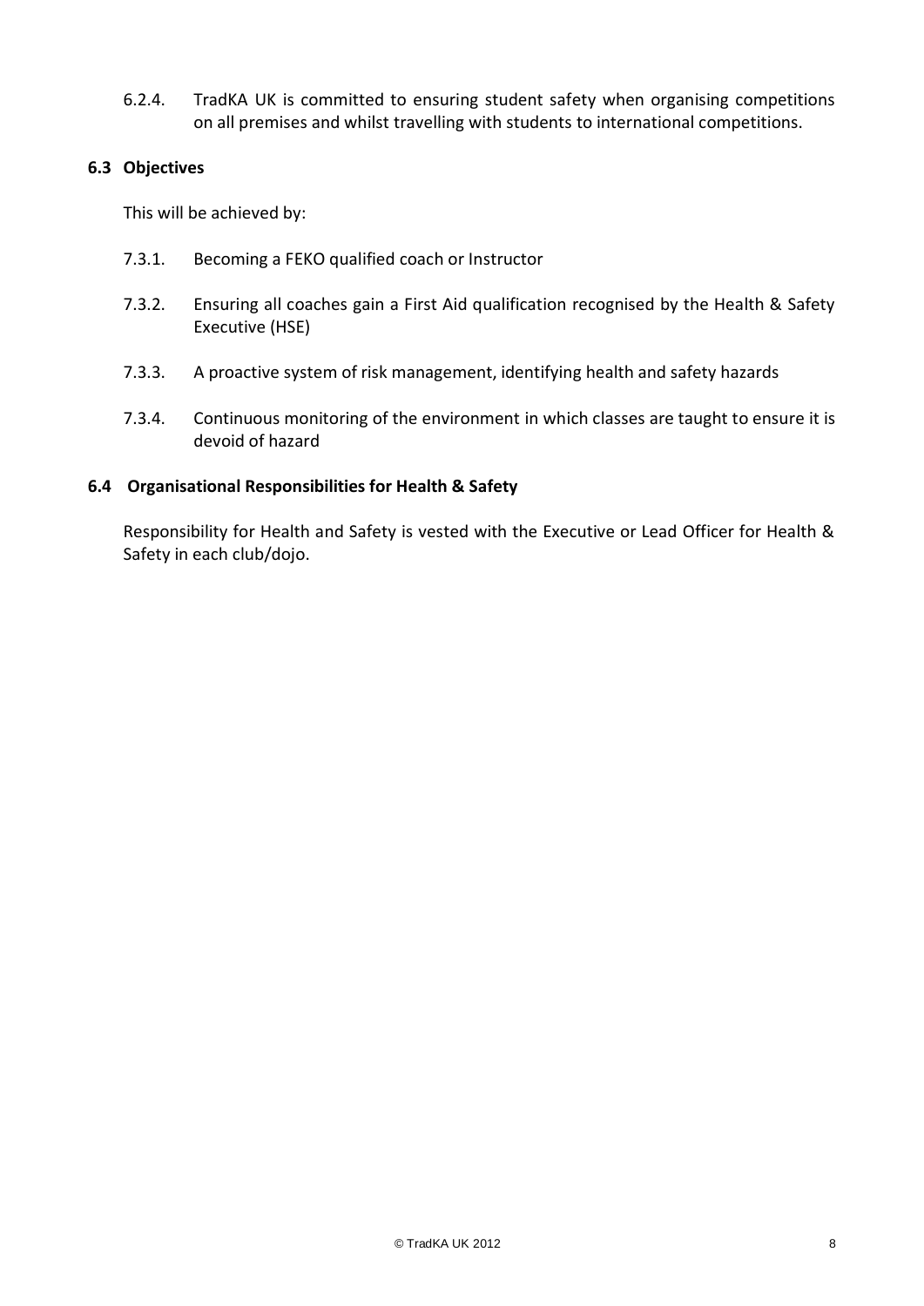6.2.4. TradKA UK is committed to ensuring student safety when organising competitions on all premises and whilst travelling with students to international competitions.

### 6.3 Objectives

This will be achieved by:

7.3.1. Becoming a FEKO qualified coach or Instructor

7.3.2. Ensuring all coaches gain a First Aid qualification recognised by the Health & Safety Executive (HSE)

7.3.3. A proactive system of risk management, identifying health and safety hazards

7.3.4. Continuous monitoring of the environment in which classes are taught to ensure it is devoid of hazard

### 6.4 Organisational Responsibilities for Health & Safety

Responsibility for Health and Safety is vested with the Executive or Lead Officer for Health & Safety in each club/dojo.